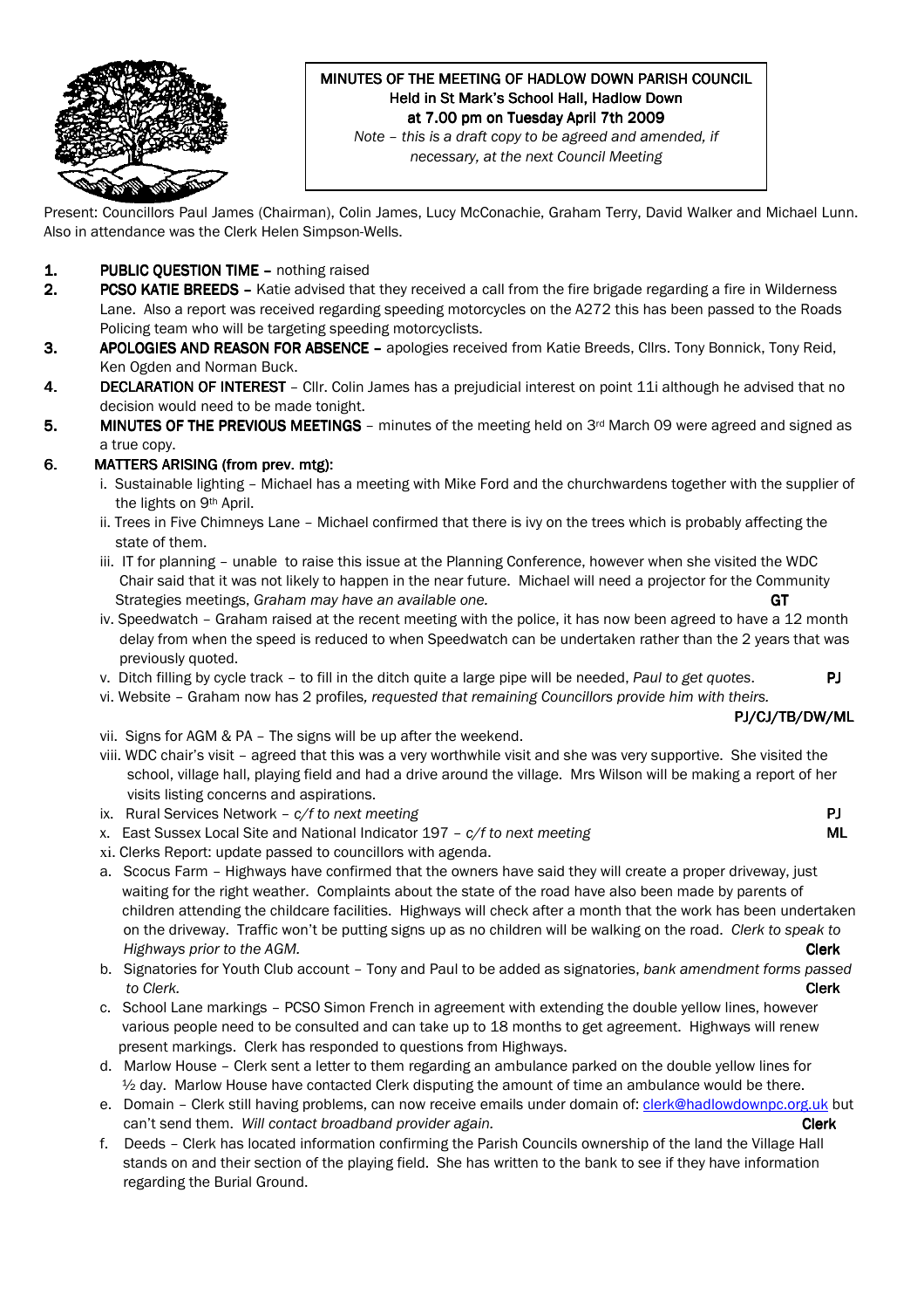**MINUTES OF THE MEETING OF HADLOW DOWN PARISH COUNCIL**
**Held in St Mark's School Hall, Hadlow Down**
**at 7.00 pm on Tuesday April 7th 2009**

*Note – this is a draft copy to be agreed and amended, if necessary, at the next Council Meeting*

Present: Councillors Paul James (Chairman), Colin James, Lucy McConachie, Graham Terry, David Walker and Michael Lunn. Also in attendance was the Clerk Helen Simpson-Wells.

1. **PUBLIC QUESTION TIME –** nothing raised
2. **PCSO KATIE BREEDS –** Katie advised that they received a call from the fire brigade regarding a fire in Wilderness Lane. Also a report was received regarding speeding motorcycles on the A272 this has been passed to the Roads Policing team who will be targeting speeding motorcyclists.
3. **APOLOGIES AND REASON FOR ABSENCE –** apologies received from Katie Breeds, Cllrs. Tony Bonnick, Tony Reid, Ken Ogden and Norman Buck.
4. **DECLARATION OF INTEREST** – Cllr. Colin James has a prejudicial interest on point 11i although he advised that no decision would need to be made tonight.
5. **MINUTES OF THE PREVIOUS MEETINGS** – minutes of the meeting held on 3rd March 09 were agreed and signed as a true copy.
6. **MATTERS ARISING (from prev. mtg):**
   - i. Sustainable lighting – Michael has a meeting with Mike Ford and the churchwardens together with the supplier of the lights on 9th April.
   - ii. Trees in Five Chimneys Lane – Michael confirmed that there is ivy on the trees which is probably affecting the state of them.
   - iii. IT for planning – unable to raise this issue at the Planning Conference, however when she visited the WDC Chair said that it was not likely to happen in the near future. Michael will need a projector for the Community Strategies meetings, *Graham may have an available one.* **GT**
   - iv. Speedwatch – Graham raised at the recent meeting with the police, it has now been agreed to have a 12 month delay from when the speed is reduced to when Speedwatch can be undertaken rather than the 2 years that was previously quoted.
   - v. Ditch filling by cycle track – to fill in the ditch quite a large pipe will be needed, *Paul to get quotes*. **PJ**
   - vi. Website – Graham now has 2 profiles*, requested that remaining Councillors provide him with theirs.* **PJ/CJ/TB/DW/ML**
   - vii. Signs for AGM & PA – The signs will be up after the weekend.
   - viii. WDC chair's visit – agreed that this was a very worthwhile visit and she was very supportive. She visited the school, village hall, playing field and had a drive around the village. Mrs Wilson will be making a report of her visits listing concerns and aspirations.
   - ix. Rural Services Network – *c/f to next meeting* **PJ**
   - x. East Sussex Local Site and National Indicator 197 – *c/f to next meeting* **ML**
   - xi. Clerks Report: update passed to councillors with agenda.
     - a. Scocus Farm – Highways have confirmed that the owners have said they will create a proper driveway, just waiting for the right weather. Complaints about the state of the road have also been made by parents of children attending the childcare facilities. Highways will check after a month that the work has been undertaken on the driveway. Traffic won't be putting signs up as no children will be walking on the road. *Clerk to speak to Highways prior to the AGM.* **Clerk**
     - b. Signatories for Youth Club account – Tony and Paul to be added as signatories, *bank amendment forms passed to Clerk.* **Clerk**
     - c. School Lane markings – PCSO Simon French in agreement with extending the double yellow lines, however various people need to be consulted and can take up to 18 months to get agreement. Highways will renew present markings. Clerk has responded to questions from Highways.
     - d. Marlow House – Clerk sent a letter to them regarding an ambulance parked on the double yellow lines for ½ day. Marlow House have contacted Clerk disputing the amount of time an ambulance would be there.
     - e. Domain – Clerk still having problems, can now receive emails under domain of: clerk@hadlowdownpc.org.uk but can't send them. *Will contact broadband provider again.* **Clerk**
     - f. Deeds – Clerk has located information confirming the Parish Councils ownership of the land the Village Hall stands on and their section of the playing field. She has written to the bank to see if they have information regarding the Burial Ground.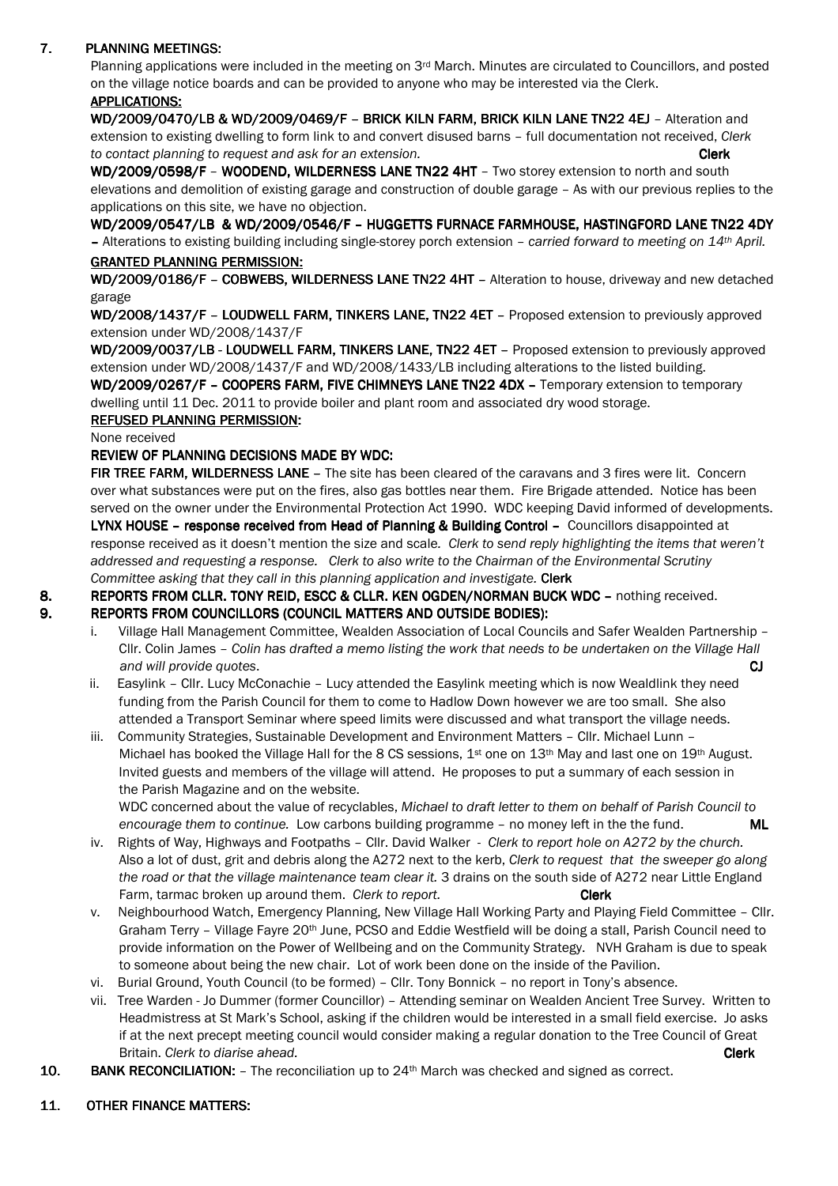## 7. PLANNING MEETINGS:

Planning applications were included in the meeting on 3rd March. Minutes are circulated to Councillors, and posted on the village notice boards and can be provided to anyone who may be interested via the Clerk.

### APPLICATIONS:

**WD/2009/0470/LB & WD/2009/0469/F – BRICK KILN FARM, BRICK KILN LANE TN22 4EJ** – Alteration and extension to existing dwelling to form link to and convert disused barns – full documentation not received, *Clerk to contact planning to request and ask for an extension.* **Clerk**

**WD/2009/0598/F – WOODEND, WILDERNESS LANE TN22 4HT** – Two storey extension to north and south elevations and demolition of existing garage and construction of double garage – As with our previous replies to the applications on this site, we have no objection.

**WD/2009/0547/LB & WD/2009/0546/F – HUGGETTS FURNACE FARMHOUSE, HASTINGFORD LANE TN22 4DY –** Alterations to existing building including single-storey porch extension – *carried forward to meeting on 14th April.*

### GRANTED PLANNING PERMISSION:

**WD/2009/0186/F – COBWEBS, WILDERNESS LANE TN22 4HT** – Alteration to house, driveway and new detached garage

**WD/2008/1437/F – LOUDWELL FARM, TINKERS LANE, TN22 4ET** – Proposed extension to previously approved extension under WD/2008/1437/F

**WD/2009/0037/LB - LOUDWELL FARM, TINKERS LANE, TN22 4ET** – Proposed extension to previously approved extension under WD/2008/1437/F and WD/2008/1433/LB including alterations to the listed building.

**WD/2009/0267/F – COOPERS FARM, FIVE CHIMNEYS LANE TN22 4DX –** Temporary extension to temporary dwelling until 11 Dec. 2011 to provide boiler and plant room and associated dry wood storage.

### REFUSED PLANNING PERMISSION:

None received

### REVIEW OF PLANNING DECISIONS MADE BY WDC:

**FIR TREE FARM, WILDERNESS LANE** – The site has been cleared of the caravans and 3 fires were lit. Concern over what substances were put on the fires, also gas bottles near them. Fire Brigade attended. Notice has been served on the owner under the Environmental Protection Act 1990. WDC keeping David informed of developments.

**LYNX HOUSE – response received from Head of Planning & Building Control –** Councillors disappointed at response received as it doesn't mention the size and scale. *Clerk to send reply highlighting the items that weren't addressed and requesting a response. Clerk to also write to the Chairman of the Environmental Scrutiny Committee asking that they call in this planning application and investigate.* **Clerk**

## 8. REPORTS FROM CLLR. TONY REID, ESCC & CLLR. KEN OGDEN/NORMAN BUCK WDC – nothing received.

## 9. REPORTS FROM COUNCILLORS (COUNCIL MATTERS AND OUTSIDE BODIES):

i. Village Hall Management Committee, Wealden Association of Local Councils and Safer Wealden Partnership – Cllr. Colin James – *Colin has drafted a memo listing the work that needs to be undertaken on the Village Hall and will provide quotes*. **CJ**

ii. Easylink – Cllr. Lucy McConachie – Lucy attended the Easylink meeting which is now Wealdlink they need funding from the Parish Council for them to come to Hadlow Down however we are too small. She also attended a Transport Seminar where speed limits were discussed and what transport the village needs.

iii. Community Strategies, Sustainable Development and Environment Matters – Cllr. Michael Lunn – Michael has booked the Village Hall for the 8 CS sessions, 1st one on 13th May and last one on 19th August. Invited guests and members of the village will attend. He proposes to put a summary of each session in the Parish Magazine and on the website.
WDC concerned about the value of recyclables, *Michael to draft letter to them on behalf of Parish Council to encourage them to continue.* Low carbons building programme – no money left in the the fund. **ML**

iv. Rights of Way, Highways and Footpaths – Cllr. David Walker - *Clerk to report hole on A272 by the church.* Also a lot of dust, grit and debris along the A272 next to the kerb, *Clerk to request that the sweeper go along the road or that the village maintenance team clear it.* 3 drains on the south side of A272 near Little England Farm, tarmac broken up around them. *Clerk to report.* **Clerk**

v. Neighbourhood Watch, Emergency Planning, New Village Hall Working Party and Playing Field Committee – Cllr. Graham Terry – Village Fayre 20th June, PCSO and Eddie Westfield will be doing a stall, Parish Council need to provide information on the Power of Wellbeing and on the Community Strategy. NVH Graham is due to speak to someone about being the new chair. Lot of work been done on the inside of the Pavilion.

vi. Burial Ground, Youth Council (to be formed) – Cllr. Tony Bonnick – no report in Tony's absence.

vii. Tree Warden - Jo Dummer (former Councillor) – Attending seminar on Wealden Ancient Tree Survey. Written to Headmistress at St Mark's School, asking if the children would be interested in a small field exercise. Jo asks if at the next precept meeting council would consider making a regular donation to the Tree Council of Great Britain. *Clerk to diarise ahead.* **Clerk**

## 10. BANK RECONCILIATION: – The reconciliation up to 24th March was checked and signed as correct.

## 11. OTHER FINANCE MATTERS: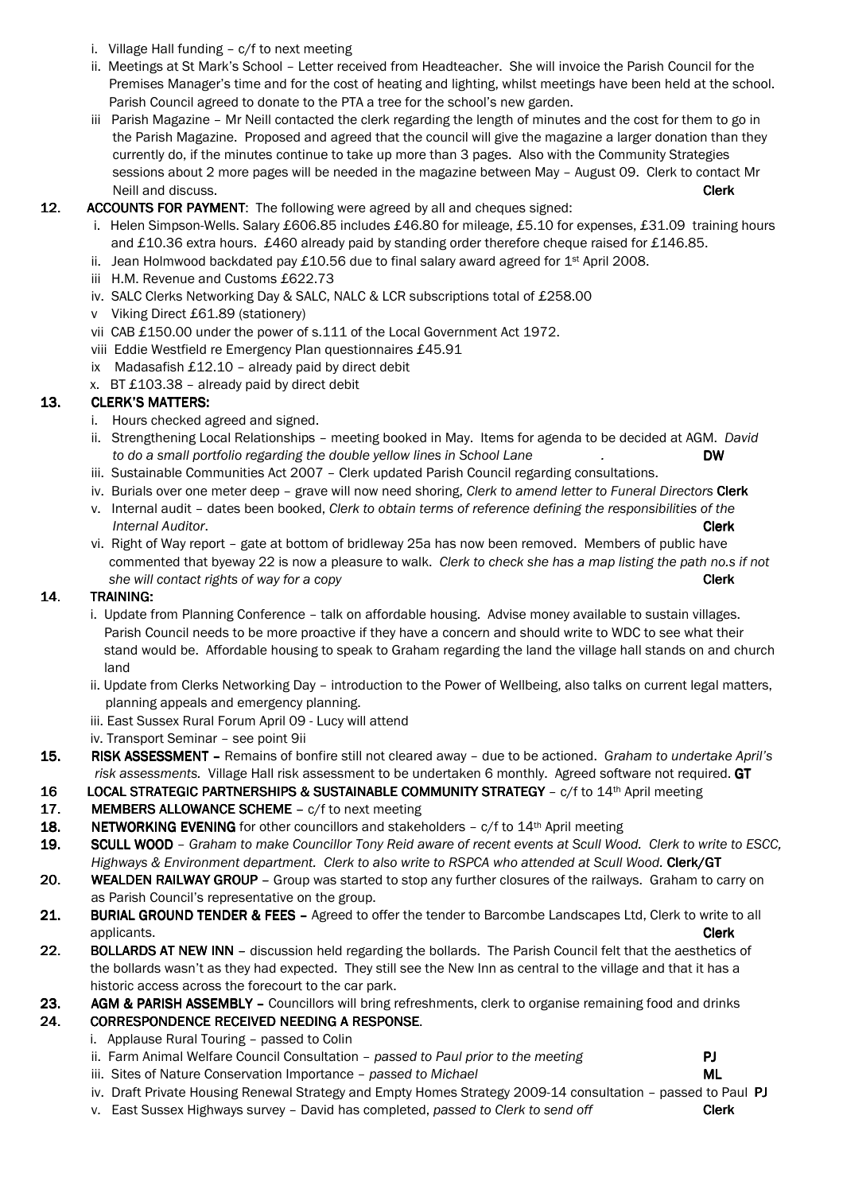i. Village Hall funding – c/f to next meeting
   ii. Meetings at St Mark's School – Letter received from Headteacher. She will invoice the Parish Council for the Premises Manager's time and for the cost of heating and lighting, whilst meetings have been held at the school. Parish Council agreed to donate to the PTA a tree for the school's new garden.
   iii Parish Magazine – Mr Neill contacted the clerk regarding the length of minutes and the cost for them to go in the Parish Magazine. Proposed and agreed that the council will give the magazine a larger donation than they currently do, if the minutes continue to take up more than 3 pages. Also with the Community Strategies sessions about 2 more pages will be needed in the magazine between May – August 09. Clerk to contact Mr Neill and discuss. **Clerk**

**12. ACCOUNTS FOR PAYMENT**: The following were agreed by all and cheques signed:
   i. Helen Simpson-Wells. Salary £606.85 includes £46.80 for mileage, £5.10 for expenses, £31.09 training hours and £10.36 extra hours. £460 already paid by standing order therefore cheque raised for £146.85.
   ii. Jean Holmwood backdated pay £10.56 due to final salary award agreed for 1st April 2008.
   iii H.M. Revenue and Customs £622.73
   iv. SALC Clerks Networking Day & SALC, NALC & LCR subscriptions total of £258.00
   v Viking Direct £61.89 (stationery)
   vii CAB £150.00 under the power of s.111 of the Local Government Act 1972.
   viii Eddie Westfield re Emergency Plan questionnaires £45.91
   ix Madasafish £12.10 – already paid by direct debit
   x. BT £103.38 – already paid by direct debit

**13. CLERK'S MATTERS:**
   i. Hours checked agreed and signed.
   ii. Strengthening Local Relationships – meeting booked in May. Items for agenda to be decided at AGM. *David to do a small portfolio regarding the double yellow lines in School Lane .* **DW**
   iii. Sustainable Communities Act 2007 – Clerk updated Parish Council regarding consultations.
   iv. Burials over one meter deep – grave will now need shoring, *Clerk to amend letter to Funeral Directors* **Clerk**
   v. Internal audit – dates been booked, *Clerk to obtain terms of reference defining the responsibilities of the Internal Auditor*. **Clerk**
   vi. Right of Way report – gate at bottom of bridleway 25a has now been removed. Members of public have commented that byeway 22 is now a pleasure to walk. *Clerk to check she has a map listing the path no.s if not she will contact rights of way for a copy* **Clerk**

**14. TRAINING:**
   i. Update from Planning Conference – talk on affordable housing. Advise money available to sustain villages. Parish Council needs to be more proactive if they have a concern and should write to WDC to see what their stand would be. Affordable housing to speak to Graham regarding the land the village hall stands on and church land
   ii. Update from Clerks Networking Day – introduction to the Power of Wellbeing, also talks on current legal matters, planning appeals and emergency planning.
   iii. East Sussex Rural Forum April 09 - Lucy will attend
   iv. Transport Seminar – see point 9ii

**15. RISK ASSESSMENT –** Remains of bonfire still not cleared away – due to be actioned. *Graham to undertake April's risk assessments.* Village Hall risk assessment to be undertaken 6 monthly. Agreed software not required. **GT**

**16 LOCAL STRATEGIC PARTNERSHIPS & SUSTAINABLE COMMUNITY STRATEGY** – c/f to 14th April meeting

**17. MEMBERS ALLOWANCE SCHEME** – c/f to next meeting

**18. NETWORKING EVENING** for other councillors and stakeholders – c/f to 14th April meeting

**19. SCULL WOOD** – *Graham to make Councillor Tony Reid aware of recent events at Scull Wood. Clerk to write to ESCC, Highways & Environment department. Clerk to also write to RSPCA who attended at Scull Wood.* **Clerk/GT**

**20. WEALDEN RAILWAY GROUP** – Group was started to stop any further closures of the railways. Graham to carry on as Parish Council's representative on the group.

**21. BURIAL GROUND TENDER & FEES –** Agreed to offer the tender to Barcombe Landscapes Ltd, Clerk to write to all applicants. **Clerk**

**22. BOLLARDS AT NEW INN** – discussion held regarding the bollards. The Parish Council felt that the aesthetics of the bollards wasn't as they had expected. They still see the New Inn as central to the village and that it has a historic access across the forecourt to the car park.

**23. AGM & PARISH ASSEMBLY –** Councillors will bring refreshments, clerk to organise remaining food and drinks

**24. CORRESPONDENCE RECEIVED NEEDING A RESPONSE**.
   i. Applause Rural Touring – passed to Colin
   ii. Farm Animal Welfare Council Consultation – *passed to Paul prior to the meeting* **PJ**
   iii. Sites of Nature Conservation Importance – *passed to Michael* **ML**
   iv. Draft Private Housing Renewal Strategy and Empty Homes Strategy 2009-14 consultation – passed to Paul **PJ**
   v. East Sussex Highways survey – David has completed, *passed to Clerk to send off* **Clerk**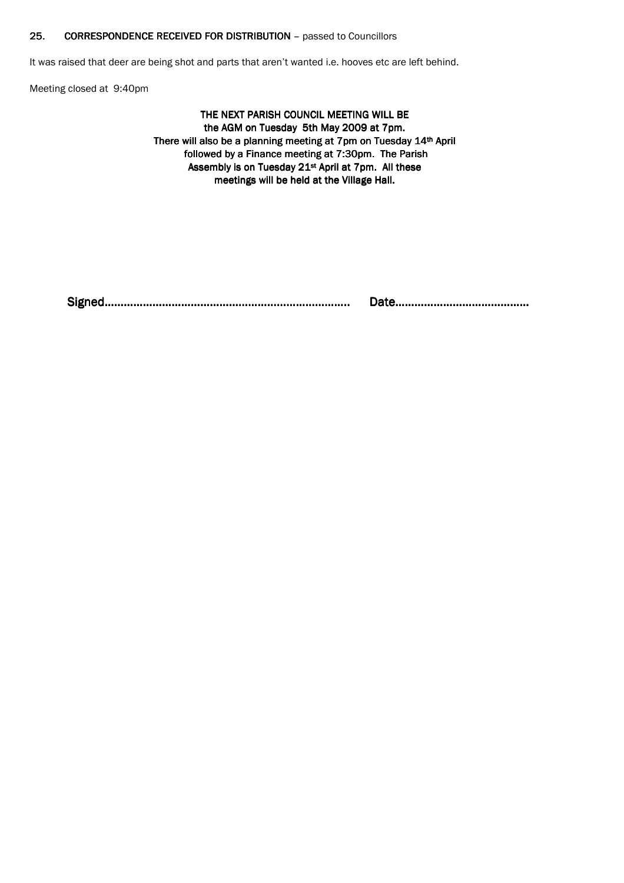**25. CORRESPONDENCE RECEIVED FOR DISTRIBUTION** – passed to Councillors

It was raised that deer are being shot and parts that aren't wanted i.e. hooves etc are left behind.

Meeting closed at 9:40pm

**THE NEXT PARISH COUNCIL MEETING WILL BE the AGM on Tuesday 5th May 2009 at 7pm. There will also be a planning meeting at 7pm on Tuesday 14th April followed by a Finance meeting at 7:30pm. The Parish Assembly is on Tuesday 21st April at 7pm. All these meetings will be held at the Village Hall.**

Signed………………………………………………………………… Date……………………………………